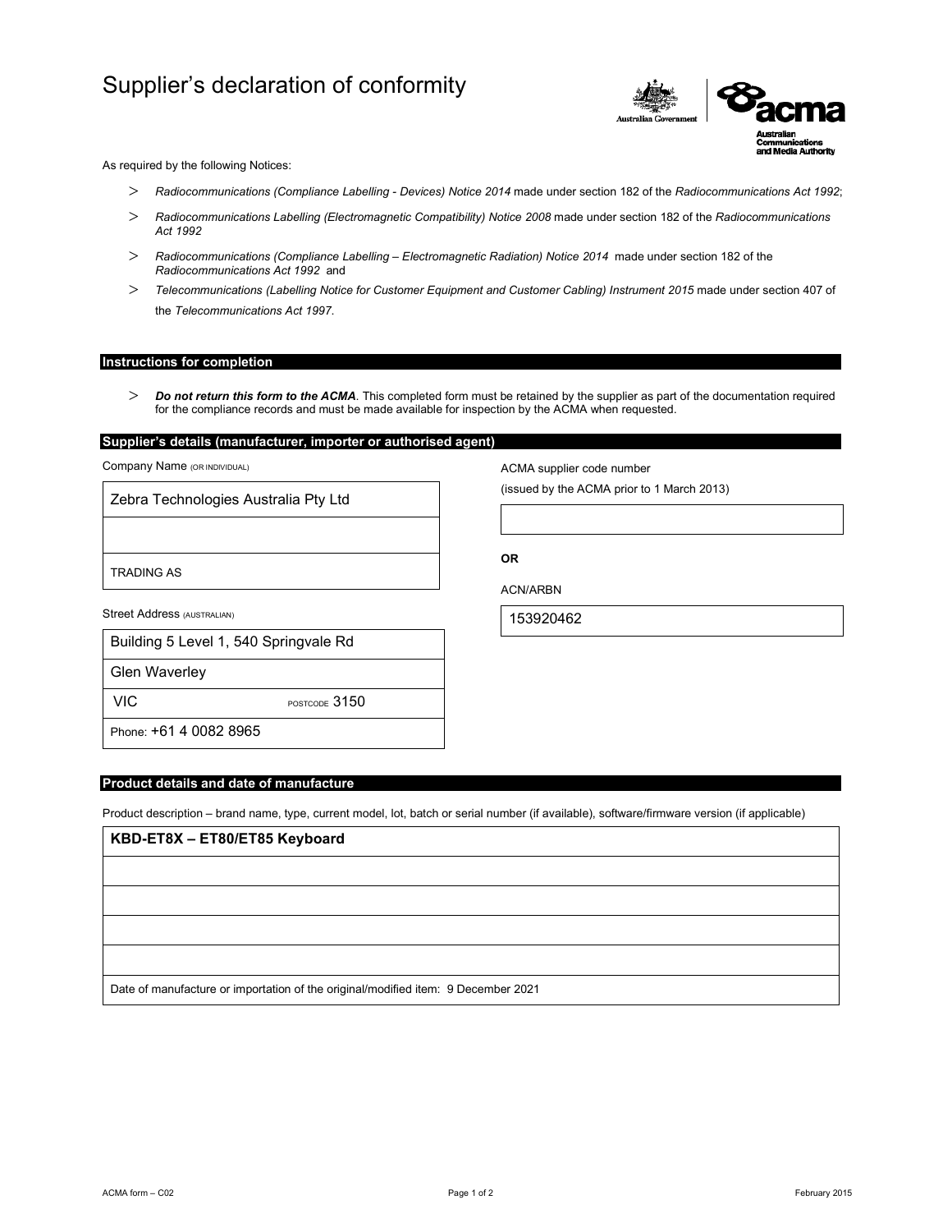# Supplier's declaration of conformity

As required by the following Notices:

- *Radiocommunications (Compliance Labelling - Devices) Notice 2014* made under section 182 of the *Radiocommunications Act 1992*;
- *Radiocommunications Labelling (Electromagnetic Compatibility) Notice 2008* made under section 182 of the *Radiocommunications Act 1992*
- *Radiocommunications (Compliance Labelling – Electromagnetic Radiation) Notice 2014* made under section 182 of the *Radiocommunications Act 1992* and
- *Telecommunications (Labelling Notice for Customer Equipment and Customer Cabling) Instrument 2015* made under section 407 of the *Telecommunications Act 1997*.

## Instructions for completion

- ***Do not return this form to the ACMA***. This completed form must be retained by the supplier as part of the documentation required for the compliance records and must be made available for inspection by the ACMA when requested.

## Supplier's details (manufacturer, importer or authorised agent)

Company Name (OR INDIVIDUAL)

Zebra Technologies Australia Pty Ltd

TRADING AS

Street Address (AUSTRALIAN)

Building 5 Level 1, 540 Springvale Rd

Glen Waverley

VIC POSTCODE 3150

Phone: +61 4 0082 8965

ACMA supplier code number

(issued by the ACMA prior to 1 March 2013)

**OR**

ACN/ARBN

153920462

## Product details and date of manufacture

Product description – brand name, type, current model, lot, batch or serial number (if available), software/firmware version (if applicable)

**KBD-ET8X – ET80/ET85 Keyboard**

Date of manufacture or importation of the original/modified item: 9 December 2021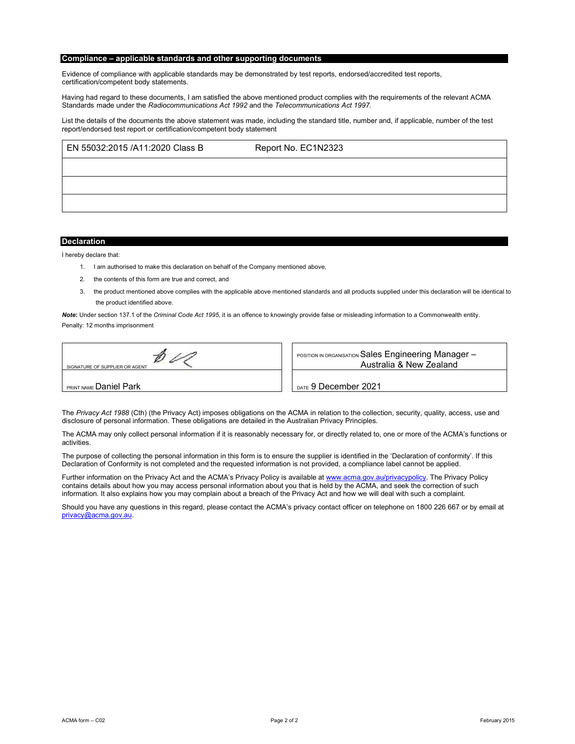## Compliance – applicable standards and other supporting documents

Evidence of compliance with applicable standards may be demonstrated by test reports, endorsed/accredited test reports, certification/competent body statements.

Having had regard to these documents, I am satisfied the above mentioned product complies with the requirements of the relevant ACMA Standards made under the *Radiocommunications Act 1992* and the *Telecommunications Act 1997.*

List the details of the documents the above statement was made, including the standard title, number and, if applicable, number of the test report/endorsed test report or certification/competent body statement

| | |
|---|---|
| EN 55032:2015 /A11:2020 Class B | Report No. EC1N2323 |
| | |
| | |
| | |

## Declaration

I hereby declare that:

1. I am authorised to make this declaration on behalf of the Company mentioned above,
2. the contents of this form are true and correct, and
3. the product mentioned above complies with the applicable above mentioned standards and all products supplied under this declaration will be identical to the product identified above.

***Note*:** Under section 137.1 of the *Criminal Code Act 1995*, it is an offence to knowingly provide false or misleading information to a Commonwealth entity.
Penalty: 12 months imprisonment

| | |
|---|---|
| SIGNATURE OF SUPPLIER OR AGENT | POSITION IN ORGANISATION Sales Engineering Manager – Australia & New Zealand |
| PRINT NAME Daniel Park | DATE 9 December 2021 |

The *Privacy Act 1988* (Cth) (the Privacy Act) imposes obligations on the ACMA in relation to the collection, security, quality, access, use and disclosure of personal information. These obligations are detailed in the Australian Privacy Principles.

The ACMA may only collect personal information if it is reasonably necessary for, or directly related to, one or more of the ACMA's functions or activities.

The purpose of collecting the personal information in this form is to ensure the supplier is identified in the 'Declaration of conformity'. If this Declaration of Conformity is not completed and the requested information is not provided, a compliance label cannot be applied.

Further information on the Privacy Act and the ACMA's Privacy Policy is available at www.acma.gov.au/privacypolicy. The Privacy Policy contains details about how you may access personal information about you that is held by the ACMA, and seek the correction of such information. It also explains how you may complain about a breach of the Privacy Act and how we will deal with such a complaint.

Should you have any questions in this regard, please contact the ACMA's privacy contact officer on telephone on 1800 226 667 or by email at privacy@acma.gov.au.

ACMA form – C02

February 2015